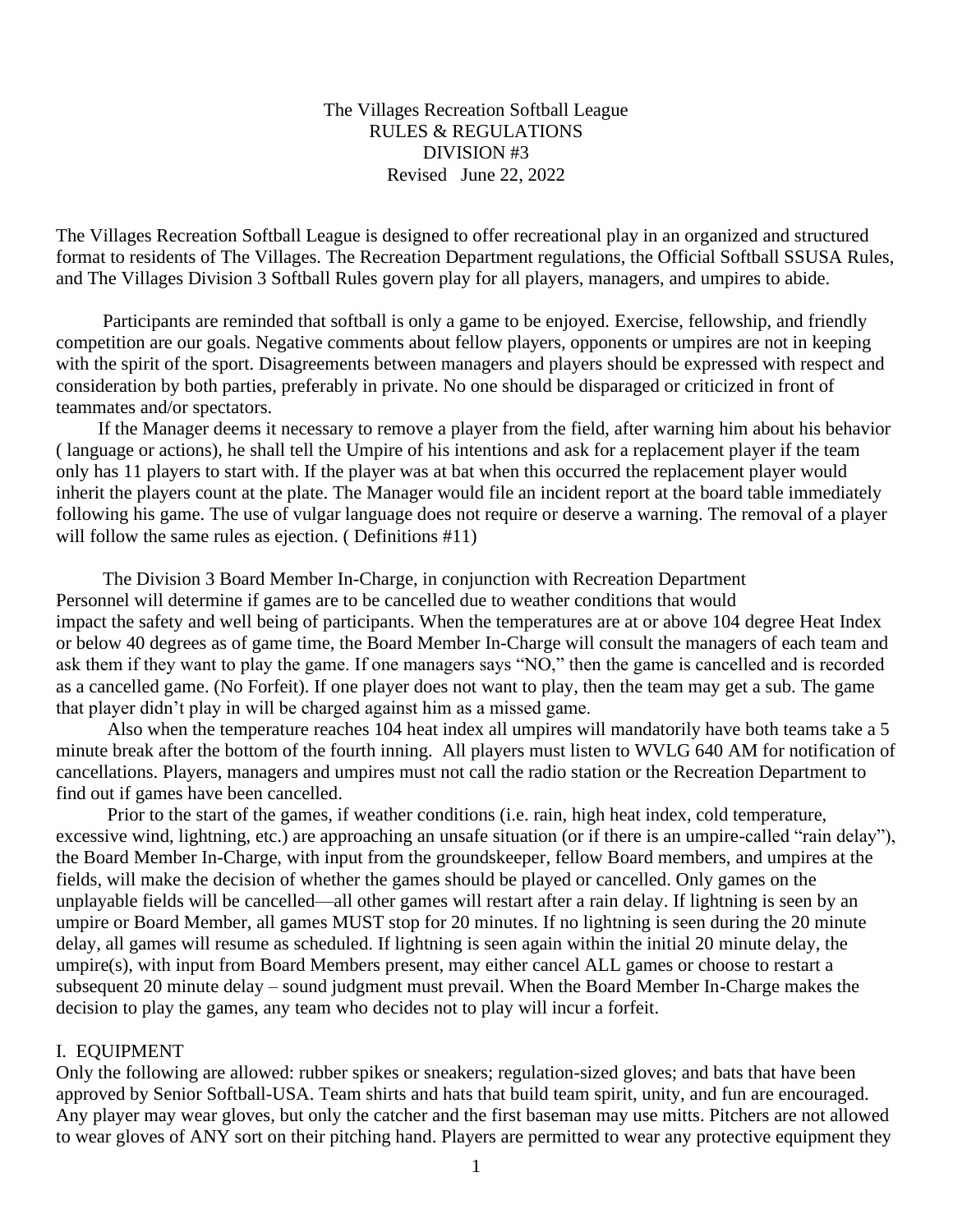# The Villages Recreation Softball League
## RULES & REGULATIONS
## DIVISION #3
Revised June 22, 2022

The Villages Recreation Softball League is designed to offer recreational play in an organized and structured format to residents of The Villages. The Recreation Department regulations, the Official Softball SSUSA Rules, and The Villages Division 3 Softball Rules govern play for all players, managers, and umpires to abide.

Participants are reminded that softball is only a game to be enjoyed. Exercise, fellowship, and friendly competition are our goals. Negative comments about fellow players, opponents or umpires are not in keeping with the spirit of the sport. Disagreements between managers and players should be expressed with respect and consideration by both parties, preferably in private. No one should be disparaged or criticized in front of teammates and/or spectators.

If the Manager deems it necessary to remove a player from the field, after warning him about his behavior ( language or actions), he shall tell the Umpire of his intentions and ask for a replacement player if the team only has 11 players to start with. If the player was at bat when this occurred the replacement player would inherit the players count at the plate. The Manager would file an incident report at the board table immediately following his game. The use of vulgar language does not require or deserve a warning. The removal of a player will follow the same rules as ejection. ( Definitions #11)

The Division 3 Board Member In-Charge, in conjunction with Recreation Department Personnel will determine if games are to be cancelled due to weather conditions that would impact the safety and well being of participants. When the temperatures are at or above 104 degree Heat Index or below 40 degrees as of game time, the Board Member In-Charge will consult the managers of each team and ask them if they want to play the game. If one managers says "NO," then the game is cancelled and is recorded as a cancelled game. (No Forfeit). If one player does not want to play, then the team may get a sub. The game that player didn't play in will be charged against him as a missed game.

Also when the temperature reaches 104 heat index all umpires will mandatorily have both teams take a 5 minute break after the bottom of the fourth inning. All players must listen to WVLG 640 AM for notification of cancellations. Players, managers and umpires must not call the radio station or the Recreation Department to find out if games have been cancelled.

Prior to the start of the games, if weather conditions (i.e. rain, high heat index, cold temperature, excessive wind, lightning, etc.) are approaching an unsafe situation (or if there is an umpire-called "rain delay"), the Board Member In-Charge, with input from the groundskeeper, fellow Board members, and umpires at the fields, will make the decision of whether the games should be played or cancelled. Only games on the unplayable fields will be cancelled—all other games will restart after a rain delay. If lightning is seen by an umpire or Board Member, all games MUST stop for 20 minutes. If no lightning is seen during the 20 minute delay, all games will resume as scheduled. If lightning is seen again within the initial 20 minute delay, the umpire(s), with input from Board Members present, may either cancel ALL games or choose to restart a subsequent 20 minute delay – sound judgment must prevail. When the Board Member In-Charge makes the decision to play the games, any team who decides not to play will incur a forfeit.

## I. EQUIPMENT

Only the following are allowed: rubber spikes or sneakers; regulation-sized gloves; and bats that have been approved by Senior Softball-USA. Team shirts and hats that build team spirit, unity, and fun are encouraged. Any player may wear gloves, but only the catcher and the first baseman may use mitts. Pitchers are not allowed to wear gloves of ANY sort on their pitching hand. Players are permitted to wear any protective equipment they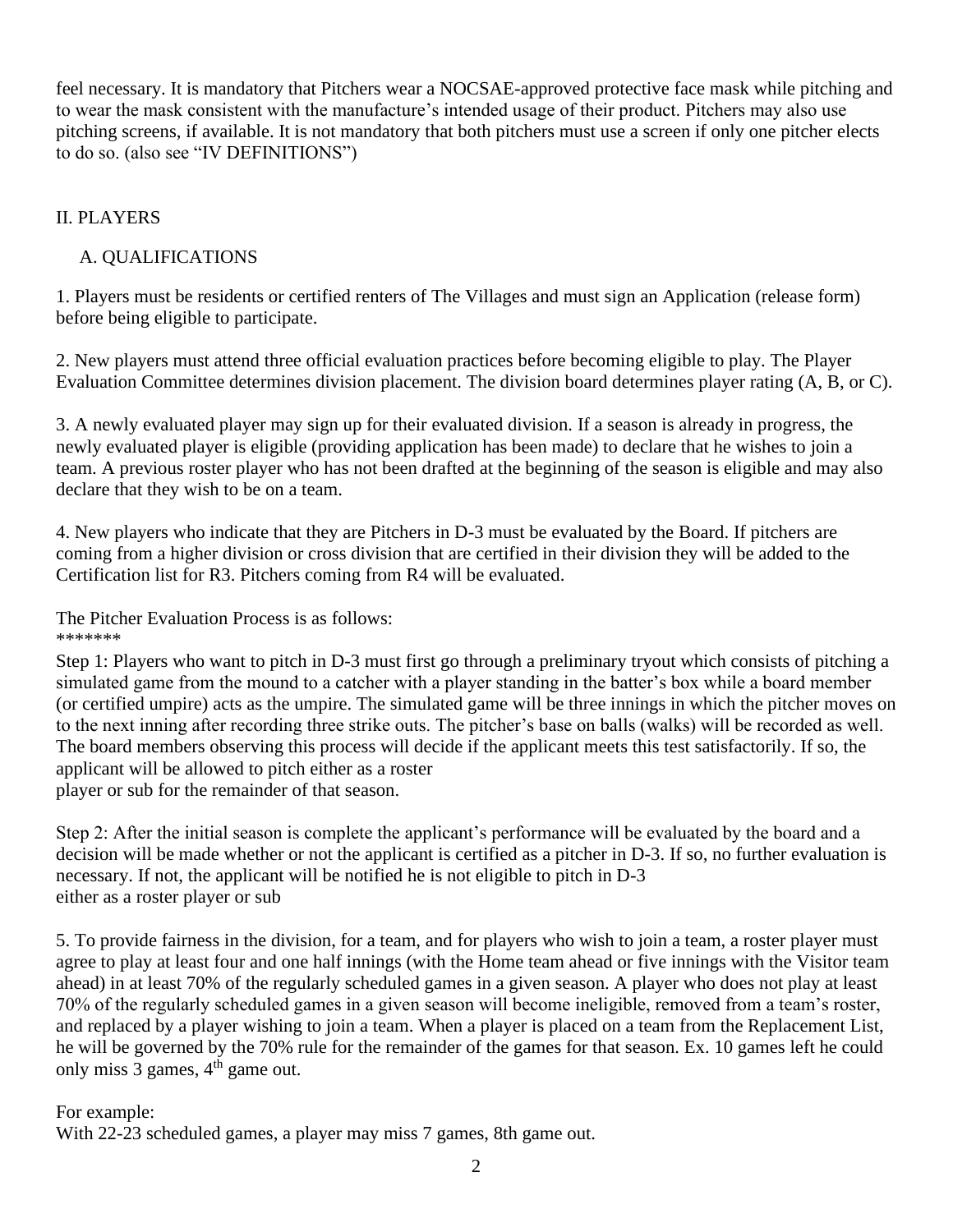feel necessary. It is mandatory that Pitchers wear a NOCSAE-approved protective face mask while pitching and to wear the mask consistent with the manufacture's intended usage of their product. Pitchers may also use pitching screens, if available. It is not mandatory that both pitchers must use a screen if only one pitcher elects to do so. (also see "IV DEFINITIONS")

## II. PLAYERS

### A. QUALIFICATIONS

1. Players must be residents or certified renters of The Villages and must sign an Application (release form) before being eligible to participate.

2. New players must attend three official evaluation practices before becoming eligible to play. The Player Evaluation Committee determines division placement. The division board determines player rating (A, B, or C).

3. A newly evaluated player may sign up for their evaluated division. If a season is already in progress, the newly evaluated player is eligible (providing application has been made) to declare that he wishes to join a team. A previous roster player who has not been drafted at the beginning of the season is eligible and may also declare that they wish to be on a team.

4. New players who indicate that they are Pitchers in D-3 must be evaluated by the Board. If pitchers are coming from a higher division or cross division that are certified in their division they will be added to the Certification list for R3. Pitchers coming from R4 will be evaluated.

The Pitcher Evaluation Process is as follows:
*******
Step 1: Players who want to pitch in D-3 must first go through a preliminary tryout which consists of pitching a simulated game from the mound to a catcher with a player standing in the batter's box while a board member (or certified umpire) acts as the umpire. The simulated game will be three innings in which the pitcher moves on to the next inning after recording three strike outs. The pitcher's base on balls (walks) will be recorded as well. The board members observing this process will decide if the applicant meets this test satisfactorily. If so, the applicant will be allowed to pitch either as a roster player or sub for the remainder of that season.

Step 2: After the initial season is complete the applicant's performance will be evaluated by the board and a decision will be made whether or not the applicant is certified as a pitcher in D-3. If so, no further evaluation is necessary. If not, the applicant will be notified he is not eligible to pitch in D-3 either as a roster player or sub

5. To provide fairness in the division, for a team, and for players who wish to join a team, a roster player must agree to play at least four and one half innings (with the Home team ahead or five innings with the Visitor team ahead) in at least 70% of the regularly scheduled games in a given season. A player who does not play at least 70% of the regularly scheduled games in a given season will become ineligible, removed from a team's roster, and replaced by a player wishing to join a team. When a player is placed on a team from the Replacement List, he will be governed by the 70% rule for the remainder of the games for that season. Ex. 10 games left he could only miss 3 games, 4th game out.

For example:
With 22-23 scheduled games, a player may miss 7 games, 8th game out.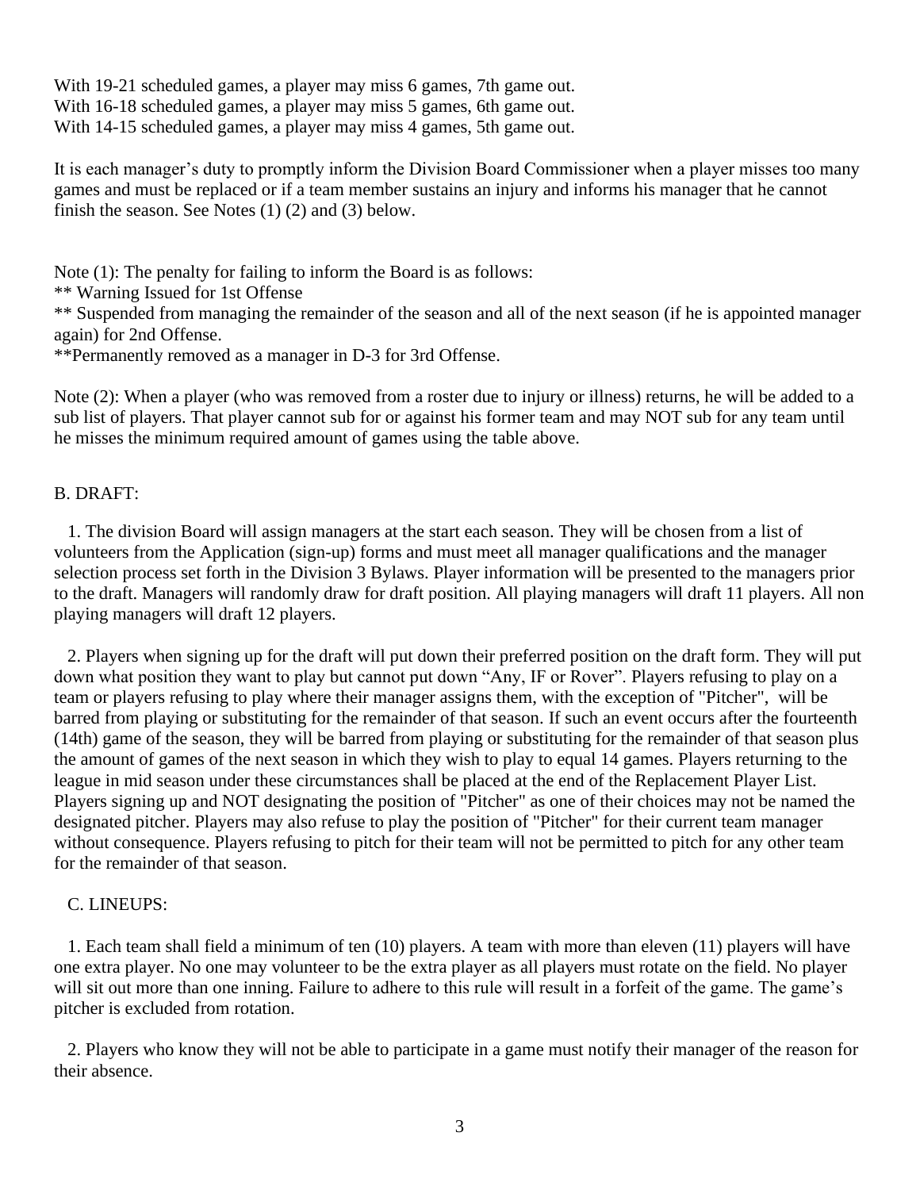With 19-21 scheduled games, a player may miss 6 games, 7th game out.
With 16-18 scheduled games, a player may miss 5 games, 6th game out.
With 14-15 scheduled games, a player may miss 4 games, 5th game out.

It is each manager's duty to promptly inform the Division Board Commissioner when a player misses too many games and must be replaced or if a team member sustains an injury and informs his manager that he cannot finish the season. See Notes (1) (2) and (3) below.

Note (1): The penalty for failing to inform the Board is as follows:
** Warning Issued for 1st Offense
** Suspended from managing the remainder of the season and all of the next season (if he is appointed manager again) for 2nd Offense.
**Permanently removed as a manager in D-3 for 3rd Offense.

Note (2): When a player (who was removed from a roster due to injury or illness) returns, he will be added to a sub list of players. That player cannot sub for or against his former team and may NOT sub for any team until he misses the minimum required amount of games using the table above.

B. DRAFT:

1. The division Board will assign managers at the start each season. They will be chosen from a list of volunteers from the Application (sign-up) forms and must meet all manager qualifications and the manager selection process set forth in the Division 3 Bylaws. Player information will be presented to the managers prior to the draft. Managers will randomly draw for draft position. All playing managers will draft 11 players. All non playing managers will draft 12 players.

2. Players when signing up for the draft will put down their preferred position on the draft form. They will put down what position they want to play but cannot put down "Any, IF or Rover". Players refusing to play on a team or players refusing to play where their manager assigns them, with the exception of "Pitcher", will be barred from playing or substituting for the remainder of that season. If such an event occurs after the fourteenth (14th) game of the season, they will be barred from playing or substituting for the remainder of that season plus the amount of games of the next season in which they wish to play to equal 14 games. Players returning to the league in mid season under these circumstances shall be placed at the end of the Replacement Player List. Players signing up and NOT designating the position of "Pitcher" as one of their choices may not be named the designated pitcher. Players may also refuse to play the position of "Pitcher" for their current team manager without consequence. Players refusing to pitch for their team will not be permitted to pitch for any other team for the remainder of that season.

C. LINEUPS:

1. Each team shall field a minimum of ten (10) players. A team with more than eleven (11) players will have one extra player. No one may volunteer to be the extra player as all players must rotate on the field. No player will sit out more than one inning. Failure to adhere to this rule will result in a forfeit of the game. The game's pitcher is excluded from rotation.

2. Players who know they will not be able to participate in a game must notify their manager of the reason for their absence.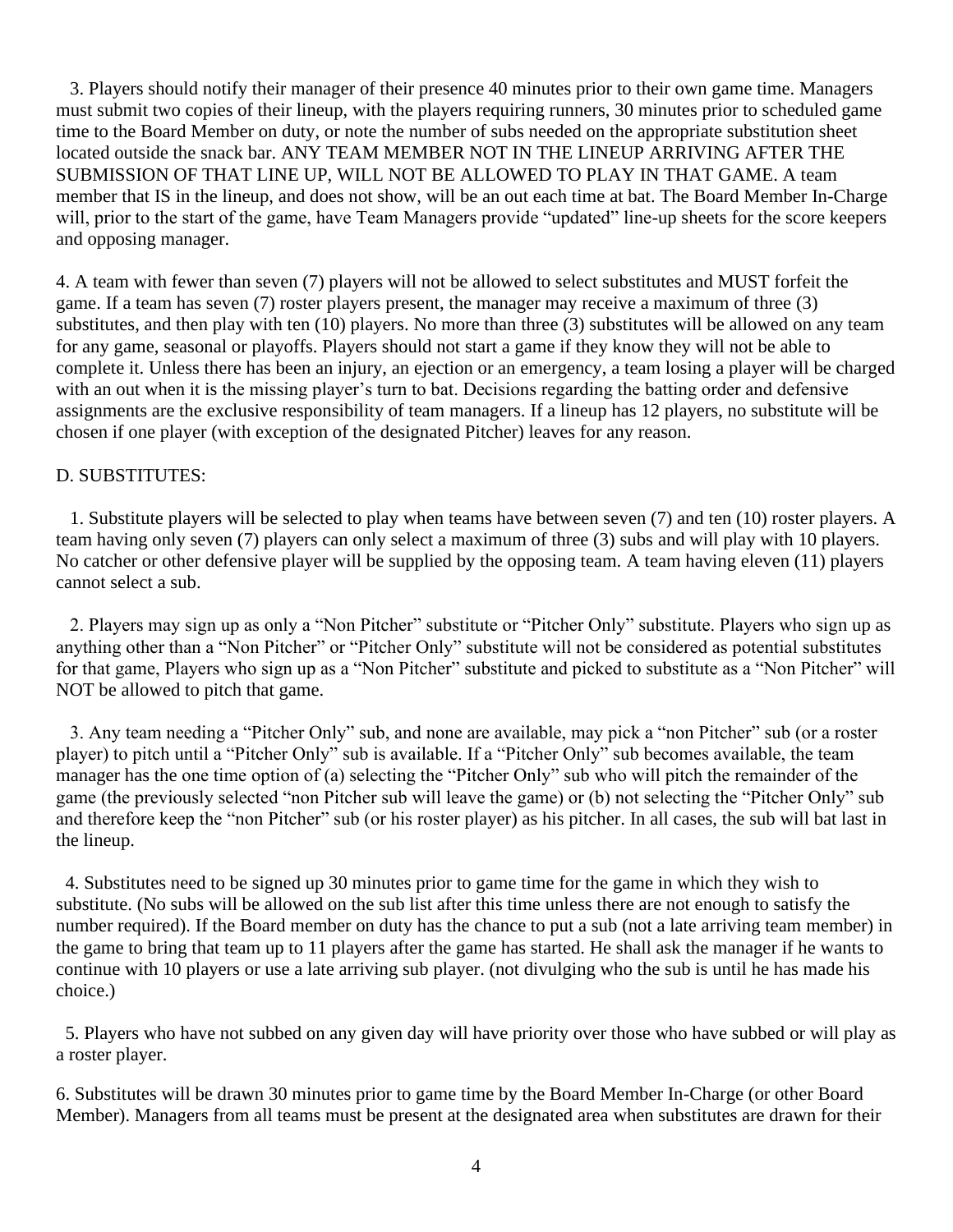3. Players should notify their manager of their presence 40 minutes prior to their own game time. Managers must submit two copies of their lineup, with the players requiring runners, 30 minutes prior to scheduled game time to the Board Member on duty, or note the number of subs needed on the appropriate substitution sheet located outside the snack bar. ANY TEAM MEMBER NOT IN THE LINEUP ARRIVING AFTER THE SUBMISSION OF THAT LINE UP, WILL NOT BE ALLOWED TO PLAY IN THAT GAME. A team member that IS in the lineup, and does not show, will be an out each time at bat. The Board Member In-Charge will, prior to the start of the game, have Team Managers provide "updated" line-up sheets for the score keepers and opposing manager.

4. A team with fewer than seven (7) players will not be allowed to select substitutes and MUST forfeit the game. If a team has seven (7) roster players present, the manager may receive a maximum of three (3) substitutes, and then play with ten (10) players. No more than three (3) substitutes will be allowed on any team for any game, seasonal or playoffs. Players should not start a game if they know they will not be able to complete it. Unless there has been an injury, an ejection or an emergency, a team losing a player will be charged with an out when it is the missing player's turn to bat. Decisions regarding the batting order and defensive assignments are the exclusive responsibility of team managers. If a lineup has 12 players, no substitute will be chosen if one player (with exception of the designated Pitcher) leaves for any reason.

D. SUBSTITUTES:

1. Substitute players will be selected to play when teams have between seven (7) and ten (10) roster players. A team having only seven (7) players can only select a maximum of three (3) subs and will play with 10 players. No catcher or other defensive player will be supplied by the opposing team. A team having eleven (11) players cannot select a sub.

2. Players may sign up as only a "Non Pitcher" substitute or "Pitcher Only" substitute. Players who sign up as anything other than a "Non Pitcher" or "Pitcher Only" substitute will not be considered as potential substitutes for that game, Players who sign up as a "Non Pitcher" substitute and picked to substitute as a "Non Pitcher" will NOT be allowed to pitch that game.

3. Any team needing a "Pitcher Only" sub, and none are available, may pick a "non Pitcher" sub (or a roster player) to pitch until a "Pitcher Only" sub is available. If a "Pitcher Only" sub becomes available, the team manager has the one time option of (a) selecting the "Pitcher Only" sub who will pitch the remainder of the game (the previously selected "non Pitcher sub will leave the game) or (b) not selecting the "Pitcher Only" sub and therefore keep the "non Pitcher" sub (or his roster player) as his pitcher. In all cases, the sub will bat last in the lineup.

4. Substitutes need to be signed up 30 minutes prior to game time for the game in which they wish to substitute. (No subs will be allowed on the sub list after this time unless there are not enough to satisfy the number required). If the Board member on duty has the chance to put a sub (not a late arriving team member) in the game to bring that team up to 11 players after the game has started. He shall ask the manager if he wants to continue with 10 players or use a late arriving sub player. (not divulging who the sub is until he has made his choice.)

5. Players who have not subbed on any given day will have priority over those who have subbed or will play as a roster player.

6. Substitutes will be drawn 30 minutes prior to game time by the Board Member In-Charge (or other Board Member). Managers from all teams must be present at the designated area when substitutes are drawn for their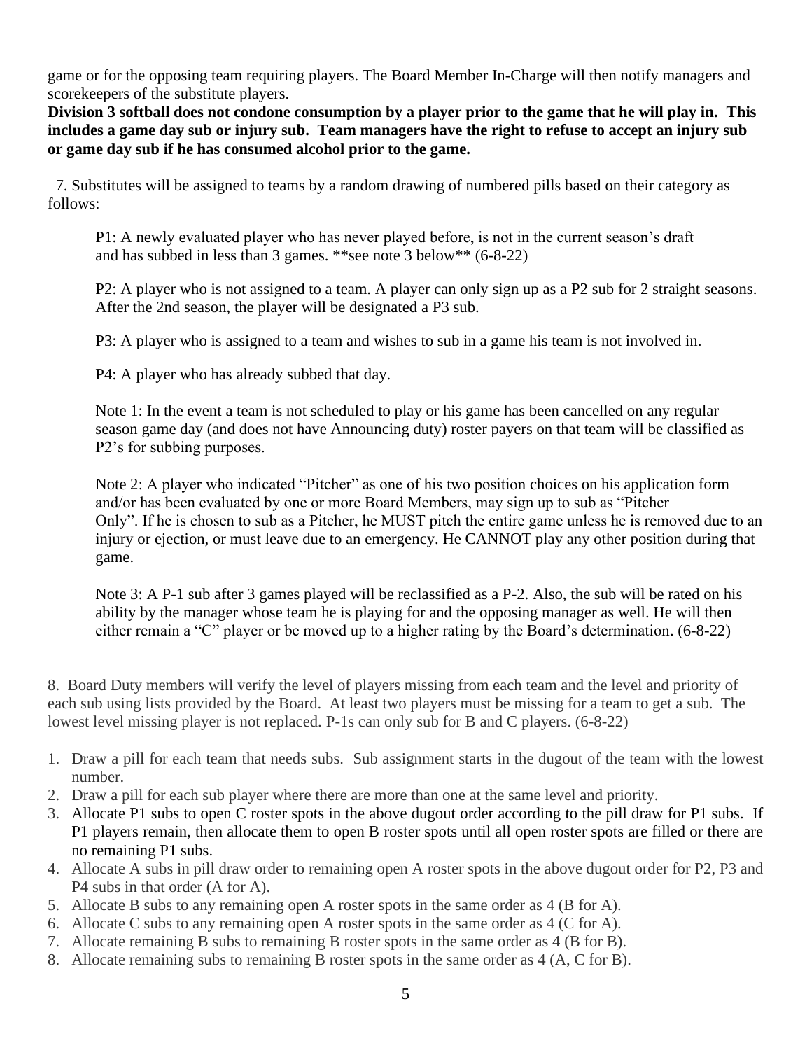game or for the opposing team requiring players. The Board Member In-Charge will then notify managers and scorekeepers of the substitute players.

**Division 3 softball does not condone consumption by a player prior to the game that he will play in. This includes a game day sub or injury sub. Team managers have the right to refuse to accept an injury sub or game day sub if he has consumed alcohol prior to the game.**

7. Substitutes will be assigned to teams by a random drawing of numbered pills based on their category as follows:

P1: A newly evaluated player who has never played before, is not in the current season's draft and has subbed in less than 3 games. **see note 3 below** (6-8-22)

P2: A player who is not assigned to a team. A player can only sign up as a P2 sub for 2 straight seasons. After the 2nd season, the player will be designated a P3 sub.

P3: A player who is assigned to a team and wishes to sub in a game his team is not involved in.

P4: A player who has already subbed that day.

Note 1: In the event a team is not scheduled to play or his game has been cancelled on any regular season game day (and does not have Announcing duty) roster payers on that team will be classified as P2's for subbing purposes.

Note 2: A player who indicated "Pitcher" as one of his two position choices on his application form and/or has been evaluated by one or more Board Members, may sign up to sub as "Pitcher Only". If he is chosen to sub as a Pitcher, he MUST pitch the entire game unless he is removed due to an injury or ejection, or must leave due to an emergency. He CANNOT play any other position during that game.

Note 3: A P-1 sub after 3 games played will be reclassified as a P-2. Also, the sub will be rated on his ability by the manager whose team he is playing for and the opposing manager as well. He will then either remain a "C" player or be moved up to a higher rating by the Board's determination. (6-8-22)

8. Board Duty members will verify the level of players missing from each team and the level and priority of each sub using lists provided by the Board. At least two players must be missing for a team to get a sub. The lowest level missing player is not replaced. P-1s can only sub for B and C players. (6-8-22)

1. Draw a pill for each team that needs subs. Sub assignment starts in the dugout of the team with the lowest number.
2. Draw a pill for each sub player where there are more than one at the same level and priority.
3. Allocate P1 subs to open C roster spots in the above dugout order according to the pill draw for P1 subs. If P1 players remain, then allocate them to open B roster spots until all open roster spots are filled or there are no remaining P1 subs.
4. Allocate A subs in pill draw order to remaining open A roster spots in the above dugout order for P2, P3 and P4 subs in that order (A for A).
5. Allocate B subs to any remaining open A roster spots in the same order as 4 (B for A).
6. Allocate C subs to any remaining open A roster spots in the same order as 4 (C for A).
7. Allocate remaining B subs to remaining B roster spots in the same order as 4 (B for B).
8. Allocate remaining subs to remaining B roster spots in the same order as 4 (A, C for B).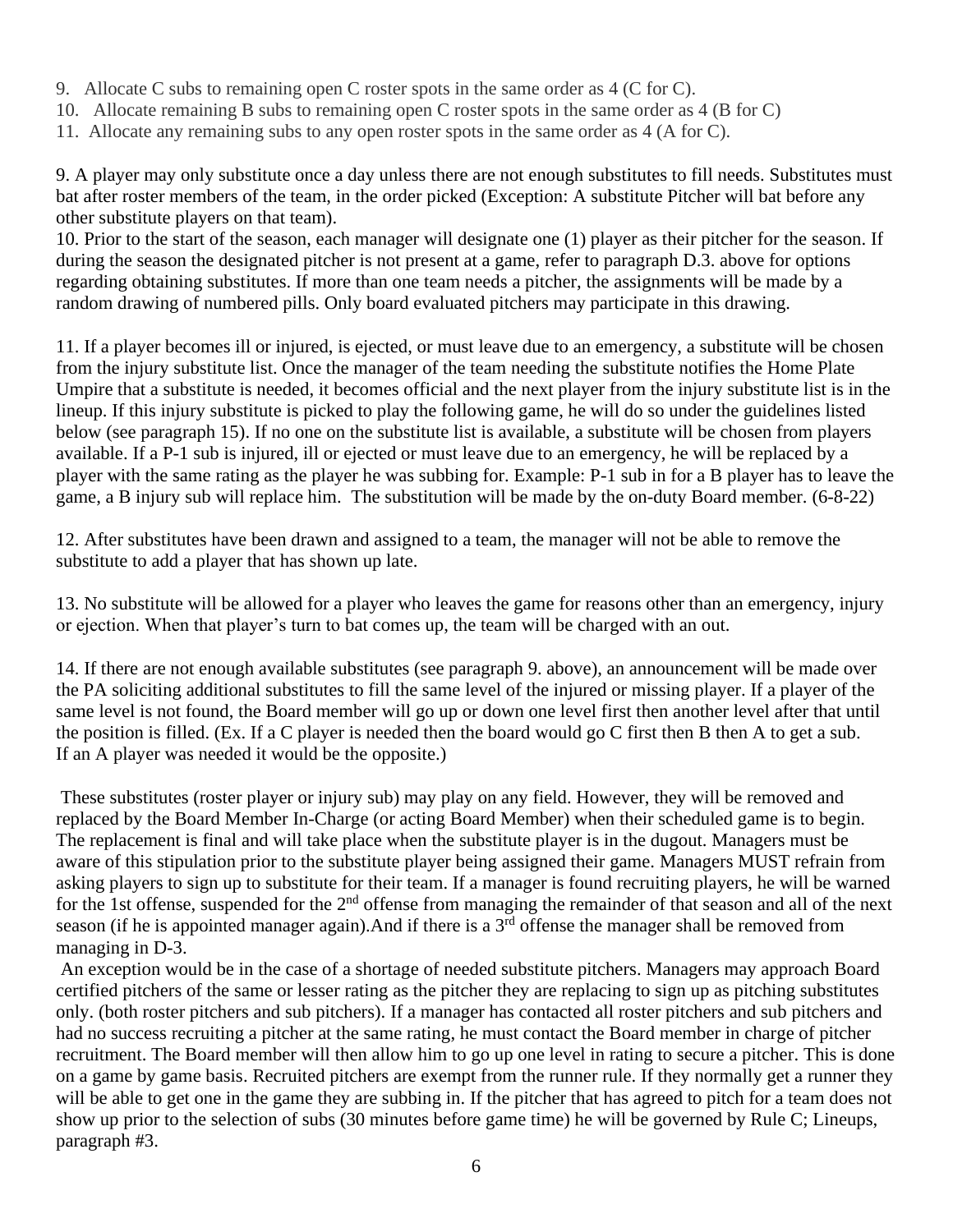9. Allocate C subs to remaining open C roster spots in the same order as 4 (C for C).
10. Allocate remaining B subs to remaining open C roster spots in the same order as 4 (B for C)
11. Allocate any remaining subs to any open roster spots in the same order as 4 (A for C).

9. A player may only substitute once a day unless there are not enough substitutes to fill needs. Substitutes must bat after roster members of the team, in the order picked (Exception: A substitute Pitcher will bat before any other substitute players on that team).
10. Prior to the start of the season, each manager will designate one (1) player as their pitcher for the season. If during the season the designated pitcher is not present at a game, refer to paragraph D.3. above for options regarding obtaining substitutes. If more than one team needs a pitcher, the assignments will be made by a random drawing of numbered pills. Only board evaluated pitchers may participate in this drawing.

11. If a player becomes ill or injured, is ejected, or must leave due to an emergency, a substitute will be chosen from the injury substitute list. Once the manager of the team needing the substitute notifies the Home Plate Umpire that a substitute is needed, it becomes official and the next player from the injury substitute list is in the lineup. If this injury substitute is picked to play the following game, he will do so under the guidelines listed below (see paragraph 15). If no one on the substitute list is available, a substitute will be chosen from players available. If a P-1 sub is injured, ill or ejected or must leave due to an emergency, he will be replaced by a player with the same rating as the player he was subbing for. Example: P-1 sub in for a B player has to leave the game, a B injury sub will replace him. The substitution will be made by the on-duty Board member. (6-8-22)

12. After substitutes have been drawn and assigned to a team, the manager will not be able to remove the substitute to add a player that has shown up late.

13. No substitute will be allowed for a player who leaves the game for reasons other than an emergency, injury or ejection. When that player's turn to bat comes up, the team will be charged with an out.

14. If there are not enough available substitutes (see paragraph 9. above), an announcement will be made over the PA soliciting additional substitutes to fill the same level of the injured or missing player. If a player of the same level is not found, the Board member will go up or down one level first then another level after that until the position is filled. (Ex. If a C player is needed then the board would go C first then B then A to get a sub. If an A player was needed it would be the opposite.)

These substitutes (roster player or injury sub) may play on any field. However, they will be removed and replaced by the Board Member In-Charge (or acting Board Member) when their scheduled game is to begin. The replacement is final and will take place when the substitute player is in the dugout. Managers must be aware of this stipulation prior to the substitute player being assigned their game. Managers MUST refrain from asking players to sign up to substitute for their team. If a manager is found recruiting players, he will be warned for the 1st offense, suspended for the 2nd offense from managing the remainder of that season and all of the next season (if he is appointed manager again).And if there is a 3rd offense the manager shall be removed from managing in D-3.

An exception would be in the case of a shortage of needed substitute pitchers. Managers may approach Board certified pitchers of the same or lesser rating as the pitcher they are replacing to sign up as pitching substitutes only. (both roster pitchers and sub pitchers). If a manager has contacted all roster pitchers and sub pitchers and had no success recruiting a pitcher at the same rating, he must contact the Board member in charge of pitcher recruitment. The Board member will then allow him to go up one level in rating to secure a pitcher. This is done on a game by game basis. Recruited pitchers are exempt from the runner rule. If they normally get a runner they will be able to get one in the game they are subbing in. If the pitcher that has agreed to pitch for a team does not show up prior to the selection of subs (30 minutes before game time) he will be governed by Rule C; Lineups, paragraph #3.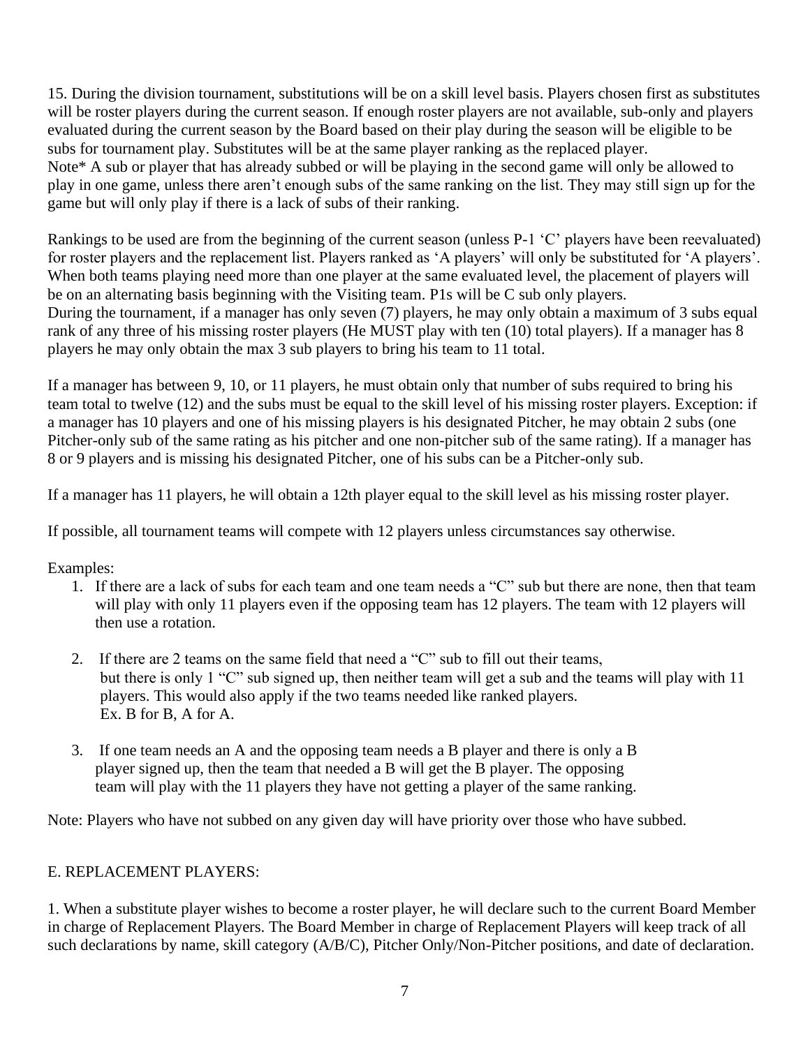15. During the division tournament, substitutions will be on a skill level basis. Players chosen first as substitutes will be roster players during the current season. If enough roster players are not available, sub-only and players evaluated during the current season by the Board based on their play during the season will be eligible to be subs for tournament play. Substitutes will be at the same player ranking as the replaced player.
Note* A sub or player that has already subbed or will be playing in the second game will only be allowed to play in one game, unless there aren't enough subs of the same ranking on the list. They may still sign up for the game but will only play if there is a lack of subs of their ranking.

Rankings to be used are from the beginning of the current season (unless P-1 'C' players have been reevaluated) for roster players and the replacement list. Players ranked as 'A players' will only be substituted for 'A players'. When both teams playing need more than one player at the same evaluated level, the placement of players will be on an alternating basis beginning with the Visiting team. P1s will be C sub only players.
During the tournament, if a manager has only seven (7) players, he may only obtain a maximum of 3 subs equal rank of any three of his missing roster players (He MUST play with ten (10) total players). If a manager has 8 players he may only obtain the max 3 sub players to bring his team to 11 total.

If a manager has between 9, 10, or 11 players, he must obtain only that number of subs required to bring his team total to twelve (12) and the subs must be equal to the skill level of his missing roster players. Exception: if a manager has 10 players and one of his missing players is his designated Pitcher, he may obtain 2 subs (one Pitcher-only sub of the same rating as his pitcher and one non-pitcher sub of the same rating). If a manager has 8 or 9 players and is missing his designated Pitcher, one of his subs can be a Pitcher-only sub.

If a manager has 11 players, he will obtain a 12th player equal to the skill level as his missing roster player.

If possible, all tournament teams will compete with 12 players unless circumstances say otherwise.

Examples:

1. If there are a lack of subs for each team and one team needs a "C" sub but there are none, then that team will play with only 11 players even if the opposing team has 12 players. The team with 12 players will then use a rotation.

2. If there are 2 teams on the same field that need a "C" sub to fill out their teams, but there is only 1 "C" sub signed up, then neither team will get a sub and the teams will play with 11 players. This would also apply if the two teams needed like ranked players.
   Ex. B for B, A for A.

3. If one team needs an A and the opposing team needs a B player and there is only a B player signed up, then the team that needed a B will get the B player. The opposing team will play with the 11 players they have not getting a player of the same ranking.

Note: Players who have not subbed on any given day will have priority over those who have subbed.

## E. REPLACEMENT PLAYERS:

1. When a substitute player wishes to become a roster player, he will declare such to the current Board Member in charge of Replacement Players. The Board Member in charge of Replacement Players will keep track of all such declarations by name, skill category (A/B/C), Pitcher Only/Non-Pitcher positions, and date of declaration.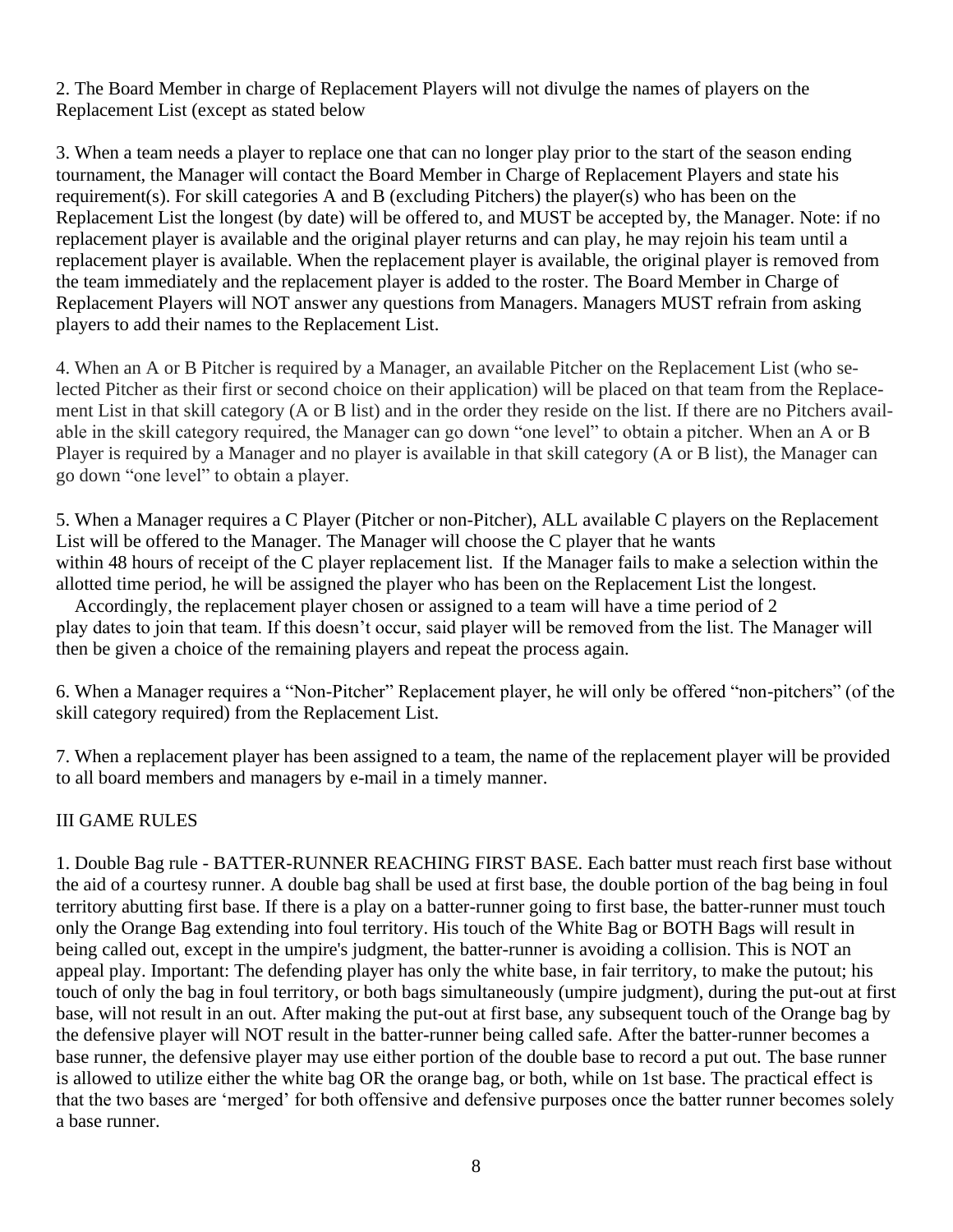2. The Board Member in charge of Replacement Players will not divulge the names of players on the Replacement List (except as stated below

3. When a team needs a player to replace one that can no longer play prior to the start of the season ending tournament, the Manager will contact the Board Member in Charge of Replacement Players and state his requirement(s). For skill categories A and B (excluding Pitchers) the player(s) who has been on the Replacement List the longest (by date) will be offered to, and MUST be accepted by, the Manager. Note: if no replacement player is available and the original player returns and can play, he may rejoin his team until a replacement player is available. When the replacement player is available, the original player is removed from the team immediately and the replacement player is added to the roster. The Board Member in Charge of Replacement Players will NOT answer any questions from Managers. Managers MUST refrain from asking players to add their names to the Replacement List.

4. When an A or B Pitcher is required by a Manager, an available Pitcher on the Replacement List (who selected Pitcher as their first or second choice on their application) will be placed on that team from the Replacement List in that skill category (A or B list) and in the order they reside on the list. If there are no Pitchers available in the skill category required, the Manager can go down "one level" to obtain a pitcher. When an A or B Player is required by a Manager and no player is available in that skill category (A or B list), the Manager can go down "one level" to obtain a player.

5. When a Manager requires a C Player (Pitcher or non-Pitcher), ALL available C players on the Replacement List will be offered to the Manager. The Manager will choose the C player that he wants within 48 hours of receipt of the C player replacement list. If the Manager fails to make a selection within the allotted time period, he will be assigned the player who has been on the Replacement List the longest.

Accordingly, the replacement player chosen or assigned to a team will have a time period of 2 play dates to join that team. If this doesn't occur, said player will be removed from the list. The Manager will then be given a choice of the remaining players and repeat the process again.

6. When a Manager requires a "Non-Pitcher" Replacement player, he will only be offered "non-pitchers" (of the skill category required) from the Replacement List.

7. When a replacement player has been assigned to a team, the name of the replacement player will be provided to all board members and managers by e-mail in a timely manner.

## III GAME RULES

1. Double Bag rule - BATTER-RUNNER REACHING FIRST BASE. Each batter must reach first base without the aid of a courtesy runner. A double bag shall be used at first base, the double portion of the bag being in foul territory abutting first base. If there is a play on a batter-runner going to first base, the batter-runner must touch only the Orange Bag extending into foul territory. His touch of the White Bag or BOTH Bags will result in being called out, except in the umpire's judgment, the batter-runner is avoiding a collision. This is NOT an appeal play. Important: The defending player has only the white base, in fair territory, to make the putout; his touch of only the bag in foul territory, or both bags simultaneously (umpire judgment), during the put-out at first base, will not result in an out. After making the put-out at first base, any subsequent touch of the Orange bag by the defensive player will NOT result in the batter-runner being called safe. After the batter-runner becomes a base runner, the defensive player may use either portion of the double base to record a put out. The base runner is allowed to utilize either the white bag OR the orange bag, or both, while on 1st base. The practical effect is that the two bases are 'merged' for both offensive and defensive purposes once the batter runner becomes solely a base runner.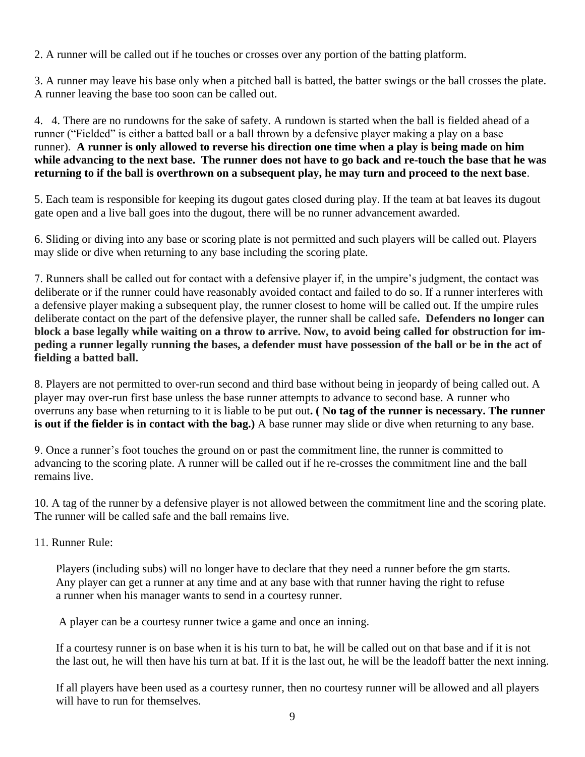2. A runner will be called out if he touches or crosses over any portion of the batting platform.

3. A runner may leave his base only when a pitched ball is batted, the batter swings or the ball crosses the plate. A runner leaving the base too soon can be called out.

4. 4. There are no rundowns for the sake of safety. A rundown is started when the ball is fielded ahead of a runner (“Fielded” is either a batted ball or a ball thrown by a defensive player making a play on a base runner). **A runner is only allowed to reverse his direction one time when a play is being made on him while advancing to the next base. The runner does not have to go back and re-touch the base that he was returning to if the ball is overthrown on a subsequent play, he may turn and proceed to the next base**.

5. Each team is responsible for keeping its dugout gates closed during play. If the team at bat leaves its dugout gate open and a live ball goes into the dugout, there will be no runner advancement awarded.

6. Sliding or diving into any base or scoring plate is not permitted and such players will be called out. Players may slide or dive when returning to any base including the scoring plate.

7. Runners shall be called out for contact with a defensive player if, in the umpire’s judgment, the contact was deliberate or if the runner could have reasonably avoided contact and failed to do so. If a runner interferes with a defensive player making a subsequent play, the runner closest to home will be called out. If the umpire rules deliberate contact on the part of the defensive player, the runner shall be called safe**. Defenders no longer can block a base legally while waiting on a throw to arrive. Now, to avoid being called for obstruction for impeding a runner legally running the bases, a defender must have possession of the ball or be in the act of fielding a batted ball.**

8. Players are not permitted to over-run second and third base without being in jeopardy of being called out. A player may over-run first base unless the base runner attempts to advance to second base. A runner who overruns any base when returning to it is liable to be put out**. ( No tag of the runner is necessary. The runner is out if the fielder is in contact with the bag.)** A base runner may slide or dive when returning to any base.

9. Once a runner’s foot touches the ground on or past the commitment line, the runner is committed to advancing to the scoring plate. A runner will be called out if he re-crosses the commitment line and the ball remains live.

10. A tag of the runner by a defensive player is not allowed between the commitment line and the scoring plate. The runner will be called safe and the ball remains live.

11. Runner Rule:

Players (including subs) will no longer have to declare that they need a runner before the gm starts. Any player can get a runner at any time and at any base with that runner having the right to refuse a runner when his manager wants to send in a courtesy runner.

A player can be a courtesy runner twice a game and once an inning.

If a courtesy runner is on base when it is his turn to bat, he will be called out on that base and if it is not the last out, he will then have his turn at bat. If it is the last out, he will be the leadoff batter the next inning.

If all players have been used as a courtesy runner, then no courtesy runner will be allowed and all players will have to run for themselves.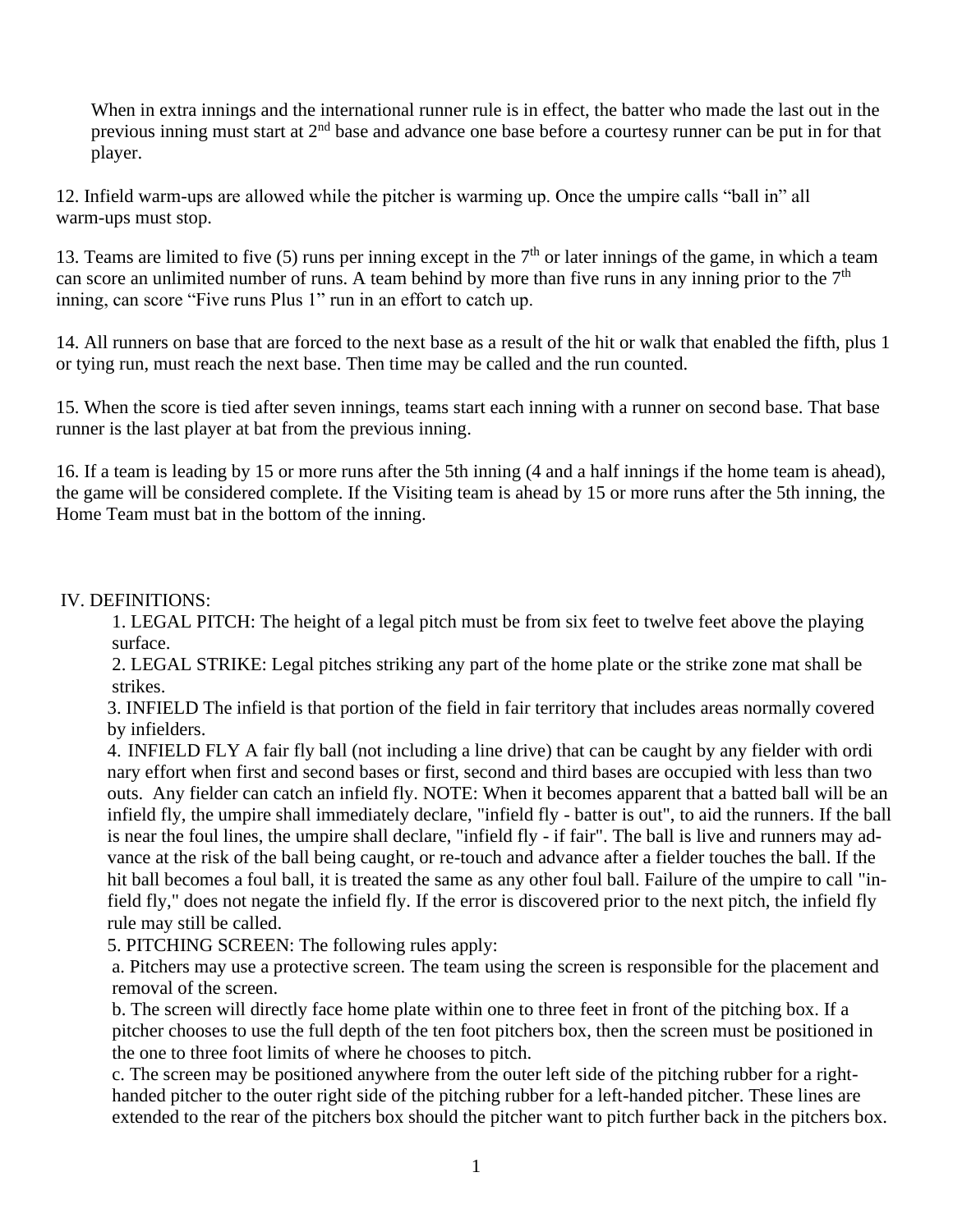When in extra innings and the international runner rule is in effect, the batter who made the last out in the previous inning must start at 2nd base and advance one base before a courtesy runner can be put in for that player.

12. Infield warm-ups are allowed while the pitcher is warming up. Once the umpire calls "ball in" all warm-ups must stop.

13. Teams are limited to five (5) runs per inning except in the 7th or later innings of the game, in which a team can score an unlimited number of runs. A team behind by more than five runs in any inning prior to the 7th inning, can score "Five runs Plus 1" run in an effort to catch up.

14. All runners on base that are forced to the next base as a result of the hit or walk that enabled the fifth, plus 1 or tying run, must reach the next base. Then time may be called and the run counted.

15. When the score is tied after seven innings, teams start each inning with a runner on second base. That base runner is the last player at bat from the previous inning.

16. If a team is leading by 15 or more runs after the 5th inning (4 and a half innings if the home team is ahead), the game will be considered complete. If the Visiting team is ahead by 15 or more runs after the 5th inning, the Home Team must bat in the bottom of the inning.

## IV. DEFINITIONS:

1. LEGAL PITCH: The height of a legal pitch must be from six feet to twelve feet above the playing surface.
2. LEGAL STRIKE: Legal pitches striking any part of the home plate or the strike zone mat shall be strikes.
3. INFIELD The infield is that portion of the field in fair territory that includes areas normally covered by infielders.
4. INFIELD FLY A fair fly ball (not including a line drive) that can be caught by any fielder with ordi nary effort when first and second bases or first, second and third bases are occupied with less than two outs. Any fielder can catch an infield fly. NOTE: When it becomes apparent that a batted ball will be an infield fly, the umpire shall immediately declare, "infield fly - batter is out", to aid the runners. If the ball is near the foul lines, the umpire shall declare, "infield fly - if fair". The ball is live and runners may ad- vance at the risk of the ball being caught, or re-touch and advance after a fielder touches the ball. If the hit ball becomes a foul ball, it is treated the same as any other foul ball. Failure of the umpire to call "in- field fly," does not negate the infield fly. If the error is discovered prior to the next pitch, the infield fly rule may still be called.
5. PITCHING SCREEN: The following rules apply:
   a. Pitchers may use a protective screen. The team using the screen is responsible for the placement and removal of the screen.
   b. The screen will directly face home plate within one to three feet in front of the pitching box. If a pitcher chooses to use the full depth of the ten foot pitchers box, then the screen must be positioned in the one to three foot limits of where he chooses to pitch.
   c. The screen may be positioned anywhere from the outer left side of the pitching rubber for a right-handed pitcher to the outer right side of the pitching rubber for a left-handed pitcher. These lines are extended to the rear of the pitchers box should the pitcher want to pitch further back in the pitchers box.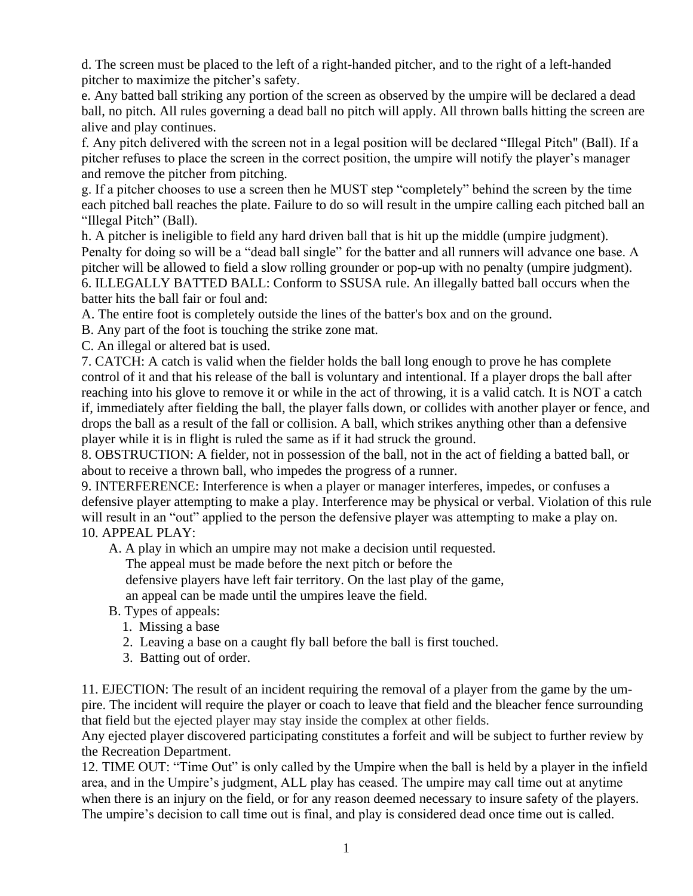d. The screen must be placed to the left of a right-handed pitcher, and to the right of a left-handed pitcher to maximize the pitcher's safety.

e. Any batted ball striking any portion of the screen as observed by the umpire will be declared a dead ball, no pitch. All rules governing a dead ball no pitch will apply. All thrown balls hitting the screen are alive and play continues.

f. Any pitch delivered with the screen not in a legal position will be declared "Illegal Pitch" (Ball). If a pitcher refuses to place the screen in the correct position, the umpire will notify the player's manager and remove the pitcher from pitching.

g. If a pitcher chooses to use a screen then he MUST step "completely" behind the screen by the time each pitched ball reaches the plate. Failure to do so will result in the umpire calling each pitched ball an "Illegal Pitch" (Ball).

h. A pitcher is ineligible to field any hard driven ball that is hit up the middle (umpire judgment). Penalty for doing so will be a "dead ball single" for the batter and all runners will advance one base. A pitcher will be allowed to field a slow rolling grounder or pop-up with no penalty (umpire judgment).

6. ILLEGALLY BATTED BALL: Conform to SSUSA rule. An illegally batted ball occurs when the batter hits the ball fair or foul and:

A. The entire foot is completely outside the lines of the batter's box and on the ground.

B. Any part of the foot is touching the strike zone mat.

C. An illegal or altered bat is used.

7. CATCH: A catch is valid when the fielder holds the ball long enough to prove he has complete control of it and that his release of the ball is voluntary and intentional. If a player drops the ball after reaching into his glove to remove it or while in the act of throwing, it is a valid catch. It is NOT a catch if, immediately after fielding the ball, the player falls down, or collides with another player or fence, and drops the ball as a result of the fall or collision. A ball, which strikes anything other than a defensive player while it is in flight is ruled the same as if it had struck the ground.

8. OBSTRUCTION: A fielder, not in possession of the ball, not in the act of fielding a batted ball, or about to receive a thrown ball, who impedes the progress of a runner.

9. INTERFERENCE: Interference is when a player or manager interferes, impedes, or confuses a defensive player attempting to make a play. Interference may be physical or verbal. Violation of this rule will result in an "out" applied to the person the defensive player was attempting to make a play on.

10. APPEAL PLAY:

A. A play in which an umpire may not make a decision until requested. The appeal must be made before the next pitch or before the defensive players have left fair territory. On the last play of the game, an appeal can be made until the umpires leave the field.

B. Types of appeals:

1. Missing a base
2. Leaving a base on a caught fly ball before the ball is first touched.
3. Batting out of order.

11. EJECTION: The result of an incident requiring the removal of a player from the game by the umpire. The incident will require the player or coach to leave that field and the bleacher fence surrounding that field but the ejected player may stay inside the complex at other fields.

Any ejected player discovered participating constitutes a forfeit and will be subject to further review by the Recreation Department.

12. TIME OUT: "Time Out" is only called by the Umpire when the ball is held by a player in the infield area, and in the Umpire's judgment, ALL play has ceased. The umpire may call time out at anytime when there is an injury on the field, or for any reason deemed necessary to insure safety of the players. The umpire's decision to call time out is final, and play is considered dead once time out is called.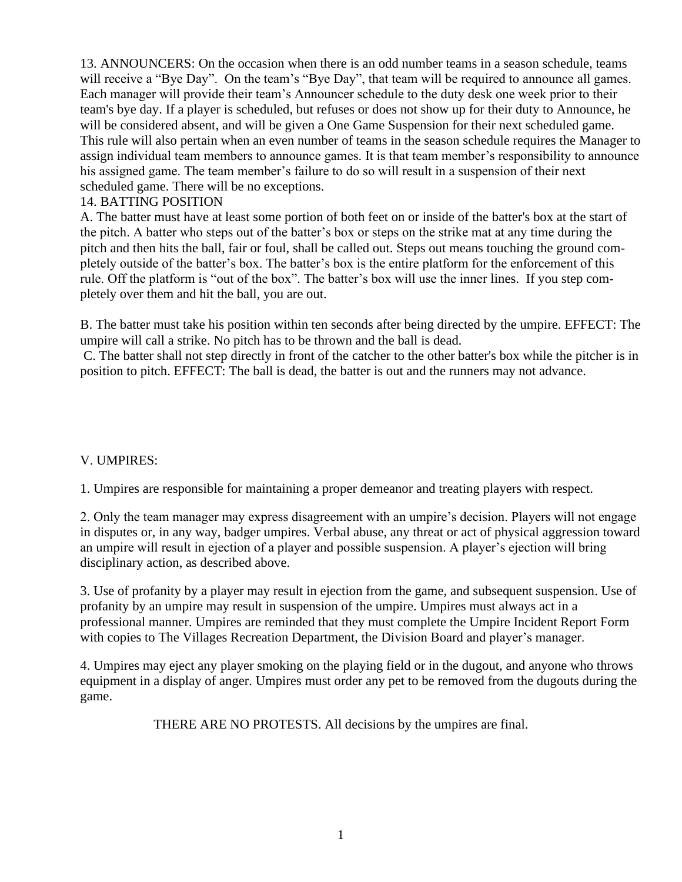13. ANNOUNCERS: On the occasion when there is an odd number teams in a season schedule, teams will receive a "Bye Day". On the team's "Bye Day", that team will be required to announce all games. Each manager will provide their team's Announcer schedule to the duty desk one week prior to their team's bye day. If a player is scheduled, but refuses or does not show up for their duty to Announce, he will be considered absent, and will be given a One Game Suspension for their next scheduled game. This rule will also pertain when an even number of teams in the season schedule requires the Manager to assign individual team members to announce games. It is that team member's responsibility to announce his assigned game. The team member's failure to do so will result in a suspension of their next scheduled game. There will be no exceptions.

14. BATTING POSITION

A. The batter must have at least some portion of both feet on or inside of the batter's box at the start of the pitch. A batter who steps out of the batter's box or steps on the strike mat at any time during the pitch and then hits the ball, fair or foul, shall be called out. Steps out means touching the ground completely outside of the batter's box. The batter's box is the entire platform for the enforcement of this rule. Off the platform is "out of the box". The batter's box will use the inner lines. If you step completely over them and hit the ball, you are out.

B. The batter must take his position within ten seconds after being directed by the umpire. EFFECT: The umpire will call a strike. No pitch has to be thrown and the ball is dead.

C. The batter shall not step directly in front of the catcher to the other batter's box while the pitcher is in position to pitch. EFFECT: The ball is dead, the batter is out and the runners may not advance.

## V. UMPIRES:

1. Umpires are responsible for maintaining a proper demeanor and treating players with respect.

2. Only the team manager may express disagreement with an umpire's decision. Players will not engage in disputes or, in any way, badger umpires. Verbal abuse, any threat or act of physical aggression toward an umpire will result in ejection of a player and possible suspension. A player's ejection will bring disciplinary action, as described above.

3. Use of profanity by a player may result in ejection from the game, and subsequent suspension. Use of profanity by an umpire may result in suspension of the umpire. Umpires must always act in a professional manner. Umpires are reminded that they must complete the Umpire Incident Report Form with copies to The Villages Recreation Department, the Division Board and player's manager.

4. Umpires may eject any player smoking on the playing field or in the dugout, and anyone who throws equipment in a display of anger. Umpires must order any pet to be removed from the dugouts during the game.

THERE ARE NO PROTESTS. All decisions by the umpires are final.